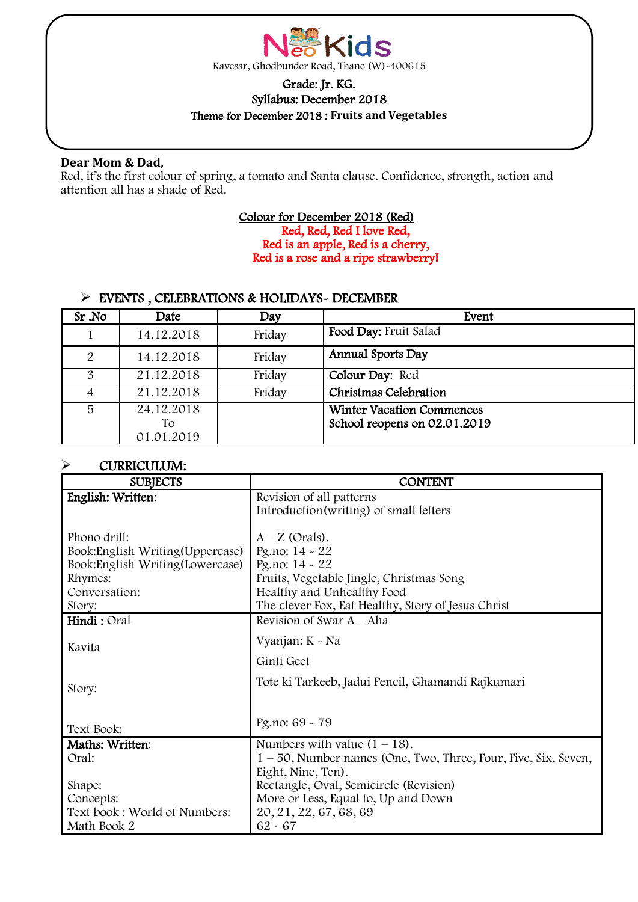# NeoKids

Kavesar, Ghodbunder Road, Thane (W)-400615

**Grade: Jr. KG.**
**Syllabus: December 2018**
**Theme for December 2018 : Fruits and Vegetables**

**Dear Mom & Dad,**
Red, it's the first colour of spring, a tomato and Santa clause. Confidence, strength, action and attention all has a shade of Red.

**Colour for December 2018 (Red)**
Red, Red, Red I love Red,
Red is an apple, Red is a cherry,
Red is a rose and a ripe strawberry!

## ➢ EVENTS , CELEBRATIONS & HOLIDAYS- DECEMBER

| Sr .No | Date | Day | Event |
|---|---|---|---|
| 1 | 14.12.2018 | Friday | **Food Day:** Fruit Salad |
| 2 | 14.12.2018 | Friday | **Annual Sports Day** |
| 3 | 21.12.2018 | Friday | **Colour Day:** Red |
| 4 | 21.12.2018 | Friday | **Christmas Celebration** |
| 5 | 24.12.2018 To 01.01.2019 | | **Winter Vacation Commences** School reopens on 02.01.2019 |

## ➢ CURRICULUM:

| SUBJECTS | CONTENT |
|---|---|
| **English: Written:** | Revision of all patterns<br>Introduction(writing) of small letters |
| Phono drill: | A – Z (Orals). |
| Book:English Writing(Uppercase) | Pg.no: 14 - 22 |
| Book:English Writing(Lowercase) | Pg.no: 14 - 22 |
| Rhymes: | Fruits, Vegetable Jingle, Christmas Song |
| Conversation: | Healthy and Unhealthy Food |
| Story: | The clever Fox, Eat Healthy, Story of Jesus Christ |
| **Hindi :** Oral | Revision of Swar A – Aha<br>Vyanjan: K - Na |
| Kavita | Ginti Geet |
| Story: | Tote ki Tarkeeb, Jadui Pencil, Ghamandi Rajkumari |
| Text Book: | Pg.no: 69 - 79 |
| **Maths: Written:** | Numbers with value (1 – 18). |
| Oral: | 1 – 50, Number names (One, Two, Three, Four, Five, Six, Seven, Eight, Nine, Ten). |
| Shape: | Rectangle, Oval, Semicircle (Revision) |
| Concepts: | More or Less, Equal to, Up and Down |
| Text book : World of Numbers: | 20, 21, 22, 67, 68, 69 |
| Math Book 2 | 62 - 67 |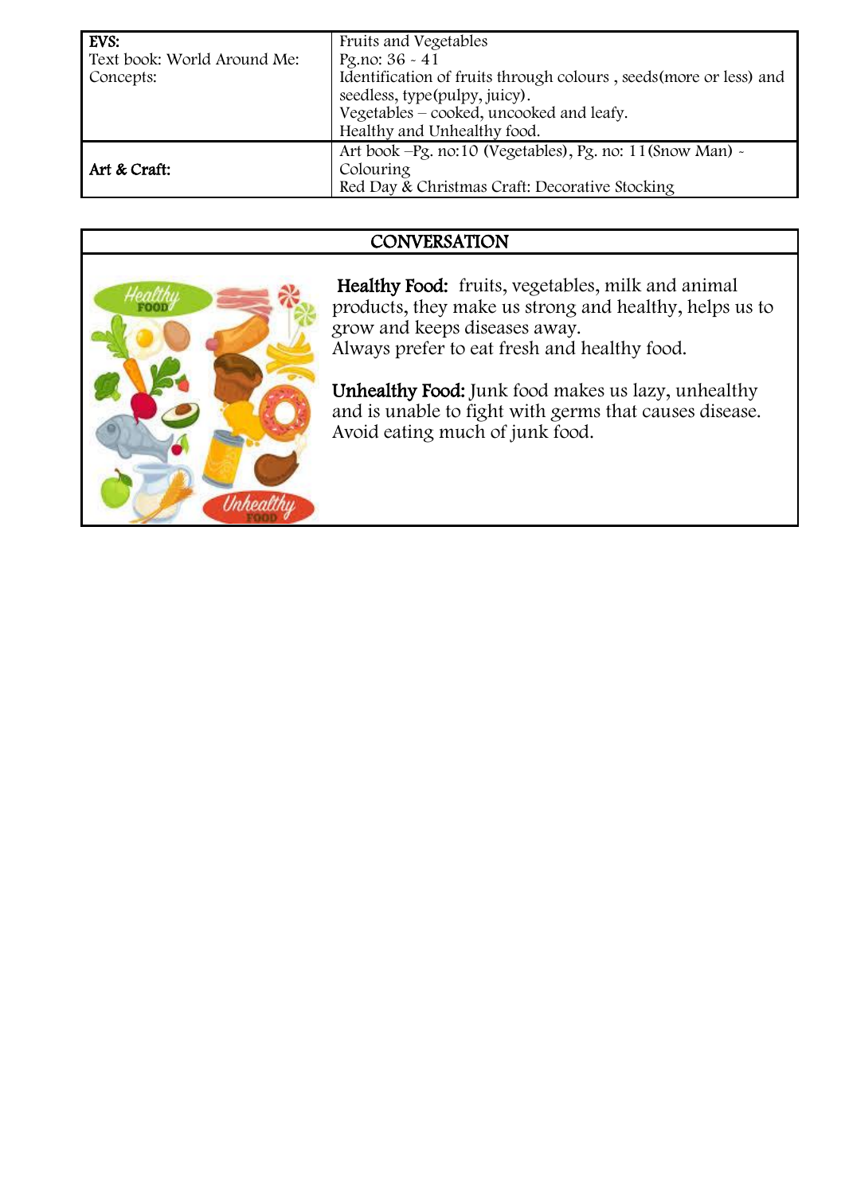| | |
|---|---|
| **EVS:**<br>Text book: World Around Me:<br>Concepts: | Fruits and Vegetables<br>Pg.no: 36 - 41<br>Identification of fruits through colours , seeds(more or less) and seedless, type(pulpy, juicy).<br>Vegetables – cooked, uncooked and leafy.<br>Healthy and Unhealthy food. |
| **Art & Craft:** | Art book –Pg. no:10 (Vegetables), Pg. no: 11(Snow Man) - Colouring<br>Red Day & Christmas Craft: Decorative Stocking |

## CONVERSATION

**Healthy Food:** fruits, vegetables, milk and animal products, they make us strong and healthy, helps us to grow and keeps diseases away.
Always prefer to eat fresh and healthy food.

**Unhealthy Food:** Junk food makes us lazy, unhealthy and is unable to fight with germs that causes disease. Avoid eating much of junk food.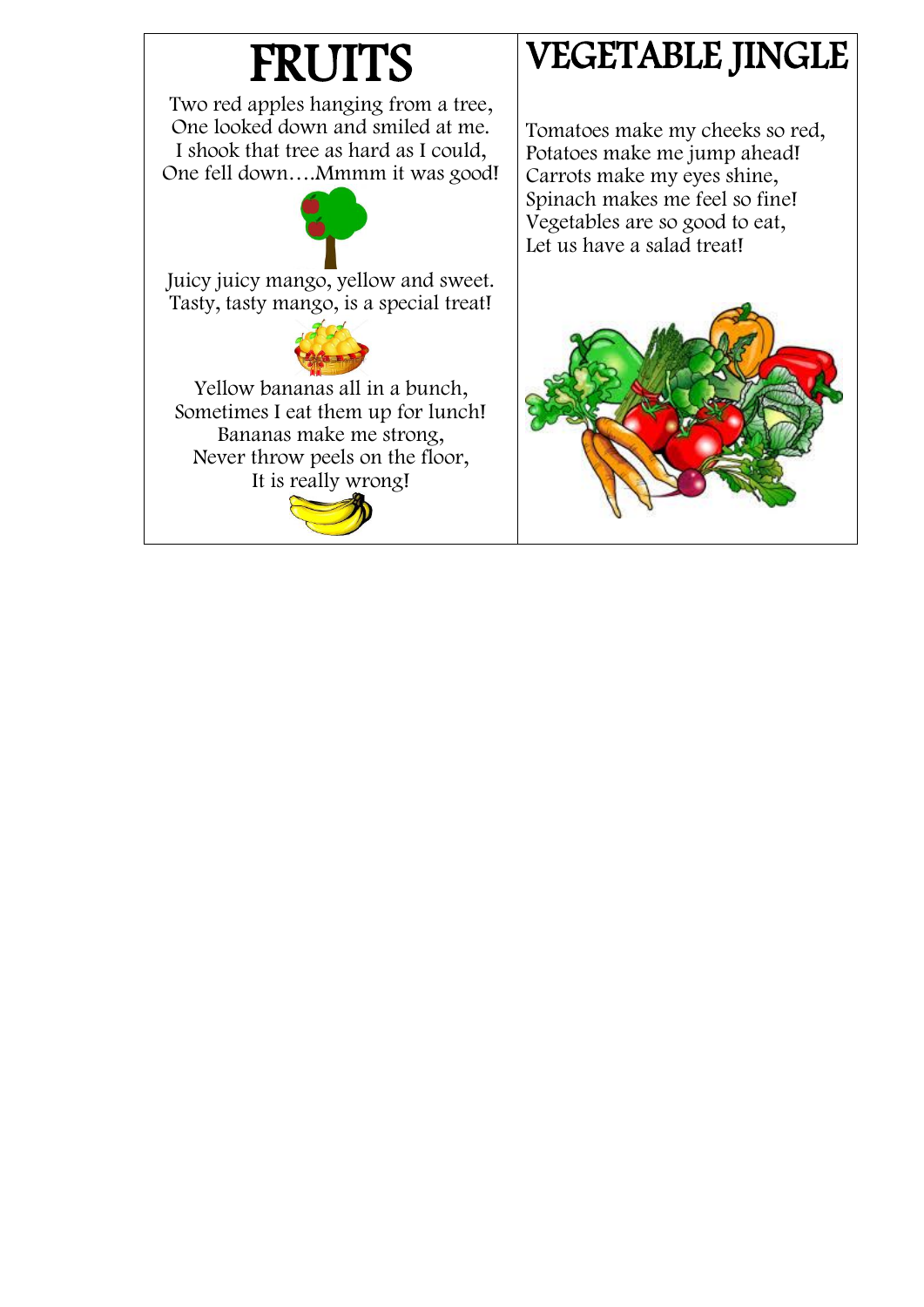# FRUITS

Two red apples hanging from a tree,
One looked down and smiled at me.
I shook that tree as hard as I could,
One fell down….Mmmm it was good!

Juicy juicy mango, yellow and sweet.
Tasty, tasty mango, is a special treat!

Yellow bananas all in a bunch,
Sometimes I eat them up for lunch!
Bananas make me strong,
Never throw peels on the floor,
It is really wrong!

# VEGETABLE JINGLE

Tomatoes make my cheeks so red,
Potatoes make me jump ahead!
Carrots make my eyes shine,
Spinach makes me feel so fine!
Vegetables are so good to eat,
Let us have a salad treat!